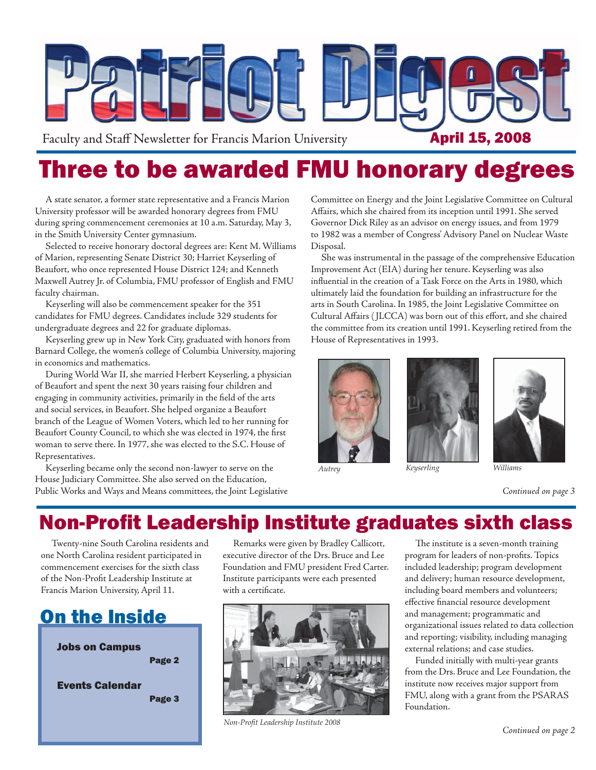# Patriot Digest

Faculty and Staff Newsletter for Francis Marion University

**April 15, 2008**

## Three to be awarded FMU honorary degrees

A state senator, a former state representative and a Francis Marion University professor will be awarded honorary degrees from FMU during spring commencement ceremonies at 10 a.m. Saturday, May 3, in the Smith University Center gymnasium.

Selected to receive honorary doctoral degrees are: Kent M. Williams of Marion, representing Senate District 30; Harriet Keyserling of Beaufort, who once represented House District 124; and Kenneth Maxwell Autrey Jr. of Columbia, FMU professor of English and FMU faculty chairman.

Keyserling will also be commencement speaker for the 351 candidates for FMU degrees. Candidates include 329 students for undergraduate degrees and 22 for graduate diplomas.

Keyserling grew up in New York City, graduated with honors from Barnard College, the women's college of Columbia University, majoring in economics and mathematics.

During World War II, she married Herbert Keyserling, a physician of Beaufort and spent the next 30 years raising four children and engaging in community activities, primarily in the field of the arts and social services, in Beaufort. She helped organize a Beaufort branch of the League of Women Voters, which led to her running for Beaufort County Council, to which she was elected in 1974, the first woman to serve there. In 1977, she was elected to the S.C. House of Representatives.

Keyserling became only the second non-lawyer to serve on the House Judiciary Committee. She also served on the Education, Public Works and Ways and Means committees, the Joint Legislative Committee on Energy and the Joint Legislative Committee on Cultural Affairs, which she chaired from its inception until 1991. She served Governor Dick Riley as an advisor on energy issues, and from 1979 to 1982 was a member of Congress' Advisory Panel on Nuclear Waste Disposal.

She was instrumental in the passage of the comprehensive Education Improvement Act (EIA) during her tenure. Keyserling was also influential in the creation of a Task Force on the Arts in 1980, which ultimately laid the foundation for building an infrastructure for the arts in South Carolina. In 1985, the Joint Legislative Committee on Cultural Affairs (JLCCA) was born out of this effort, and she chaired the committee from its creation until 1991. Keyserling retired from the House of Representatives in 1993.

*Autrey*

*Keyserling*

*Williams*

*Continued on page 3*

## Non-Profit Leadership Institute graduates sixth class

Twenty-nine South Carolina residents and one North Carolina resident participated in commencement exercises for the sixth class of the Non-Profit Leadership Institute at Francis Marion University, April 11.

Remarks were given by Bradley Callicott, executive director of the Drs. Bruce and Lee Foundation and FMU president Fred Carter. Institute participants were each presented with a certificate.

*Non-Profit Leadership Institute 2008*

The institute is a seven-month training program for leaders of non-profits. Topics included leadership; program development and delivery; human resource development, including board members and volunteers; effective financial resource development and management; programmatic and organizational issues related to data collection and reporting; visibility, including managing external relations; and case studies.

Funded initially with multi-year grants from the Drs. Bruce and Lee Foundation, the institute now receives major support from FMU, along with a grant from the PSARAS Foundation.

*Continued on page 2*

## On the Inside

**Jobs on Campus** — **Page 2**

**Events Calendar** — **Page 3**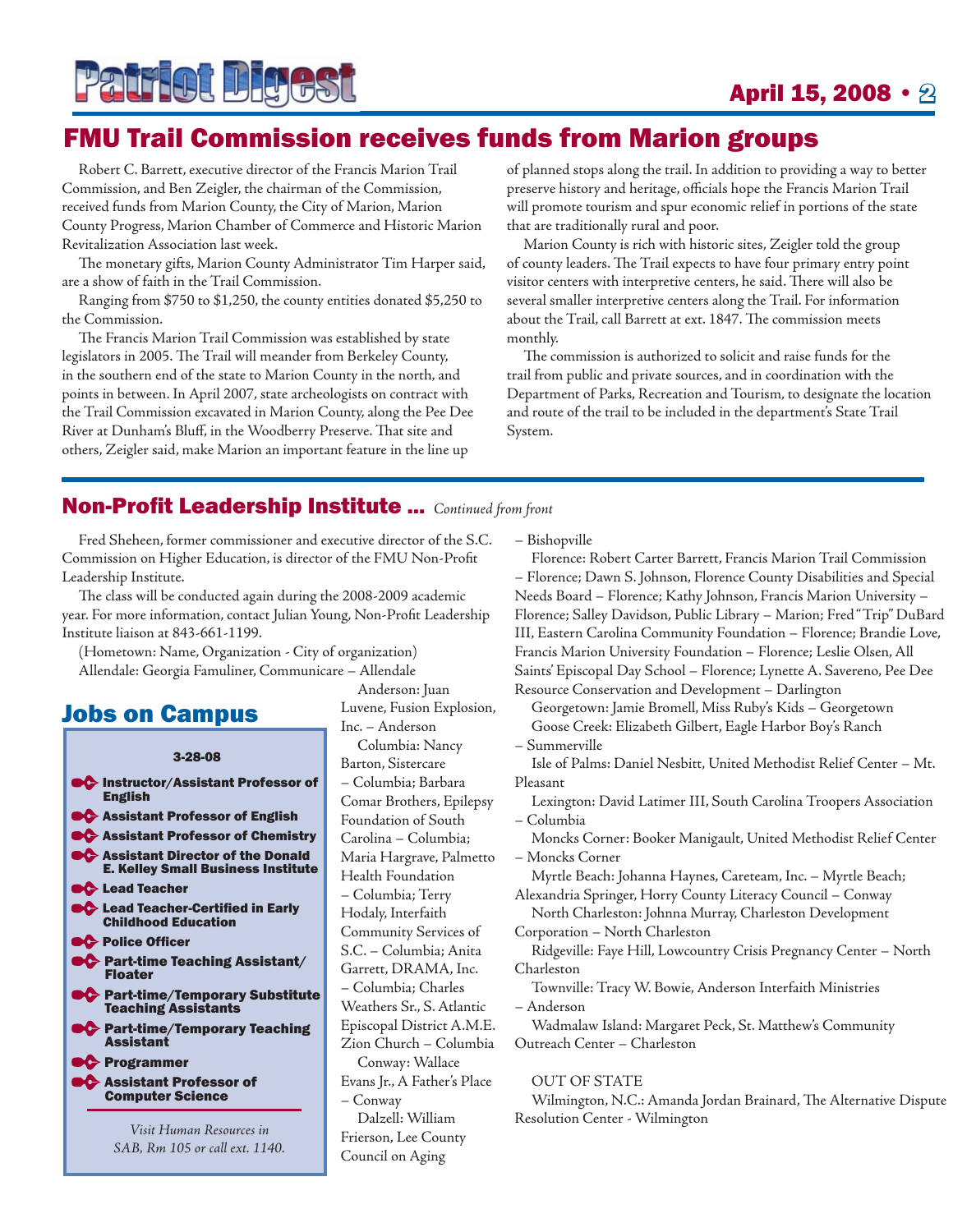## FMU Trail Commission receives funds from Marion groups

Robert C. Barrett, executive director of the Francis Marion Trail Commission, and Ben Zeigler, the chairman of the Commission, received funds from Marion County, the City of Marion, Marion County Progress, Marion Chamber of Commerce and Historic Marion Revitalization Association last week.

The monetary gifts, Marion County Administrator Tim Harper said, are a show of faith in the Trail Commission.

Ranging from $750 to $1,250, the county entities donated $5,250 to the Commission.

The Francis Marion Trail Commission was established by state legislators in 2005. The Trail will meander from Berkeley County, in the southern end of the state to Marion County in the north, and points in between. In April 2007, state archeologists on contract with the Trail Commission excavated in Marion County, along the Pee Dee River at Dunham's Bluff, in the Woodberry Preserve. That site and others, Zeigler said, make Marion an important feature in the line up of planned stops along the trail. In addition to providing a way to better preserve history and heritage, officials hope the Francis Marion Trail will promote tourism and spur economic relief in portions of the state that are traditionally rural and poor.

Marion County is rich with historic sites, Zeigler told the group of county leaders. The Trail expects to have four primary entry point visitor centers with interpretive centers, he said. There will also be several smaller interpretive centers along the Trail. For information about the Trail, call Barrett at ext. 1847. The commission meets monthly.

The commission is authorized to solicit and raise funds for the trail from public and private sources, and in coordination with the Department of Parks, Recreation and Tourism, to designate the location and route of the trail to be included in the department's State Trail System.

## Non-Profit Leadership Institute ... *Continued from front*

Fred Sheheen, former commissioner and executive director of the S.C. Commission on Higher Education, is director of the FMU Non-Profit Leadership Institute.

The class will be conducted again during the 2008-2009 academic year. For more information, contact Julian Young, Non-Profit Leadership Institute liaison at 843-661-1199.

(Hometown: Name, Organization - City of organization)

Allendale: Georgia Famuliner, Communicare – Allendale

Anderson: Juan Luvene, Fusion Explosion, Inc. – Anderson

Columbia: Nancy Barton, Sistercare – Columbia; Barbara Comar Brothers, Epilepsy Foundation of South Carolina – Columbia; Maria Hargrave, Palmetto Health Foundation – Columbia; Terry Hodaly, Interfaith Community Services of S.C. – Columbia; Anita Garrett, DRAMA, Inc. – Columbia; Charles Weathers Sr., S. Atlantic Episcopal District A.M.E. Zion Church – Columbia

Conway: Wallace Evans Jr., A Father's Place – Conway

Dalzell: William Frierson, Lee County Council on Aging – Bishopville

Florence: Robert Carter Barrett, Francis Marion Trail Commission – Florence; Dawn S. Johnson, Florence County Disabilities and Special Needs Board – Florence; Kathy Johnson, Francis Marion University – Florence; Salley Davidson, Public Library – Marion; Fred "Trip" DuBard III, Eastern Carolina Community Foundation – Florence; Brandie Love, Francis Marion University Foundation – Florence; Leslie Olsen, All Saints' Episcopal Day School – Florence; Lynette A. Savereno, Pee Dee Resource Conservation and Development – Darlington

Georgetown: Jamie Bromell, Miss Ruby's Kids – Georgetown

Goose Creek: Elizabeth Gilbert, Eagle Harbor Boy's Ranch – Summerville

Isle of Palms: Daniel Nesbitt, United Methodist Relief Center – Mt. Pleasant

Lexington: David Latimer III, South Carolina Troopers Association – Columbia

Moncks Corner: Booker Manigault, United Methodist Relief Center – Moncks Corner

Myrtle Beach: Johanna Haynes, Careteam, Inc. – Myrtle Beach; Alexandria Springer, Horry County Literacy Council – Conway

North Charleston: Johnna Murray, Charleston Development Corporation – North Charleston

Ridgeville: Faye Hill, Lowcountry Crisis Pregnancy Center – North Charleston

Townville: Tracy W. Bowie, Anderson Interfaith Ministries – Anderson

Wadmalaw Island: Margaret Peck, St. Matthew's Community Outreach Center – Charleston

OUT OF STATE

Wilmington, N.C.: Amanda Jordan Brainard, The Alternative Dispute Resolution Center - Wilmington

## Jobs on Campus

**3-28-08**

- **Instructor/Assistant Professor of English**
- **Assistant Professor of English**
- **Assistant Professor of Chemistry**
- **Assistant Director of the Donald E. Kelley Small Business Institute**
- **Lead Teacher**
- **Lead Teacher-Certified in Early Childhood Education**
- **Police Officer**
- **Part-time Teaching Assistant/ Floater**
- **Part-time/Temporary Substitute Teaching Assistants**
- **Part-time/Temporary Teaching Assistant**
- **Programmer**
- **Assistant Professor of Computer Science**

*Visit Human Resources in SAB, Rm 105 or call ext. 1140.*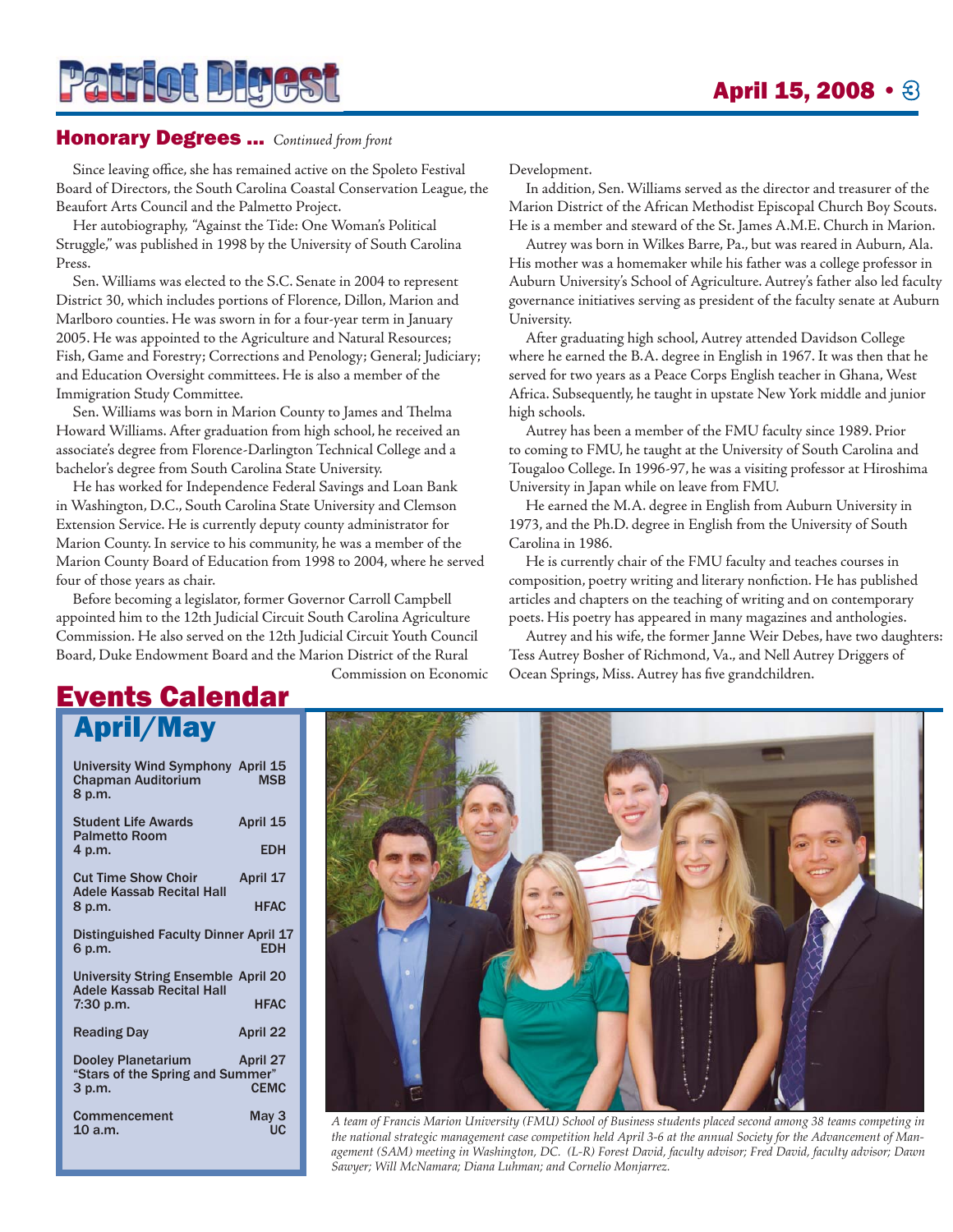## Honorary Degrees ... *Continued from front*

Since leaving office, she has remained active on the Spoleto Festival Board of Directors, the South Carolina Coastal Conservation League, the Beaufort Arts Council and the Palmetto Project.

Her autobiography, "Against the Tide: One Woman's Political Struggle," was published in 1998 by the University of South Carolina Press.

Sen. Williams was elected to the S.C. Senate in 2004 to represent District 30, which includes portions of Florence, Dillon, Marion and Marlboro counties. He was sworn in for a four-year term in January 2005. He was appointed to the Agriculture and Natural Resources; Fish, Game and Forestry; Corrections and Penology; General; Judiciary; and Education Oversight committees. He is also a member of the Immigration Study Committee.

Sen. Williams was born in Marion County to James and Thelma Howard Williams. After graduation from high school, he received an associate's degree from Florence-Darlington Technical College and a bachelor's degree from South Carolina State University.

He has worked for Independence Federal Savings and Loan Bank in Washington, D.C., South Carolina State University and Clemson Extension Service. He is currently deputy county administrator for Marion County. In service to his community, he was a member of the Marion County Board of Education from 1998 to 2004, where he served four of those years as chair.

Before becoming a legislator, former Governor Carroll Campbell appointed him to the 12th Judicial Circuit South Carolina Agriculture Commission. He also served on the 12th Judicial Circuit Youth Council Board, Duke Endowment Board and the Marion District of the Rural Commission on Economic Development.

In addition, Sen. Williams served as the director and treasurer of the Marion District of the African Methodist Episcopal Church Boy Scouts. He is a member and steward of the St. James A.M.E. Church in Marion.

Autrey was born in Wilkes Barre, Pa., but was reared in Auburn, Ala. His mother was a homemaker while his father was a college professor in Auburn University's School of Agriculture. Autrey's father also led faculty governance initiatives serving as president of the faculty senate at Auburn University.

After graduating high school, Autrey attended Davidson College where he earned the B.A. degree in English in 1967. It was then that he served for two years as a Peace Corps English teacher in Ghana, West Africa. Subsequently, he taught in upstate New York middle and junior high schools.

Autrey has been a member of the FMU faculty since 1989. Prior to coming to FMU, he taught at the University of South Carolina and Tougaloo College. In 1996-97, he was a visiting professor at Hiroshima University in Japan while on leave from FMU.

He earned the M.A. degree in English from Auburn University in 1973, and the Ph.D. degree in English from the University of South Carolina in 1986.

He is currently chair of the FMU faculty and teaches courses in composition, poetry writing and literary nonfiction. He has published articles and chapters on the teaching of writing and on contemporary poets. His poetry has appeared in many magazines and anthologies.

Autrey and his wife, the former Janne Weir Debes, have two daughters: Tess Autrey Bosher of Richmond, Va., and Nell Autrey Driggers of Ocean Springs, Miss. Autrey has five grandchildren.

## Events Calendar

### April/May

| Event | Date / Location |
|---|---|
| University Wind Symphony, Chapman Auditorium, 8 p.m. | April 15, MSB |
| Student Life Awards, Palmetto Room, 4 p.m. | April 15, EDH |
| Cut Time Show Choir, Adele Kassab Recital Hall, 8 p.m. | April 17, HFAC |
| Distinguished Faculty Dinner, 6 p.m. | April 17, EDH |
| University String Ensemble, Adele Kassab Recital Hall, 7:30 p.m. | April 20, HFAC |
| Reading Day | April 22 |
| Dooley Planetarium "Stars of the Spring and Summer", 3 p.m. | April 27, CEMC |
| Commencement, 10 a.m. | May 3, UC |

*A team of Francis Marion University (FMU) School of Business students placed second among 38 teams competing in the national strategic management case competition held April 3-6 at the annual Society for the Advancement of Management (SAM) meeting in Washington, DC. (L-R) Forest David, faculty advisor; Fred David, faculty advisor; Dawn Sawyer; Will McNamara; Diana Luhman; and Cornelio Monjarrez.*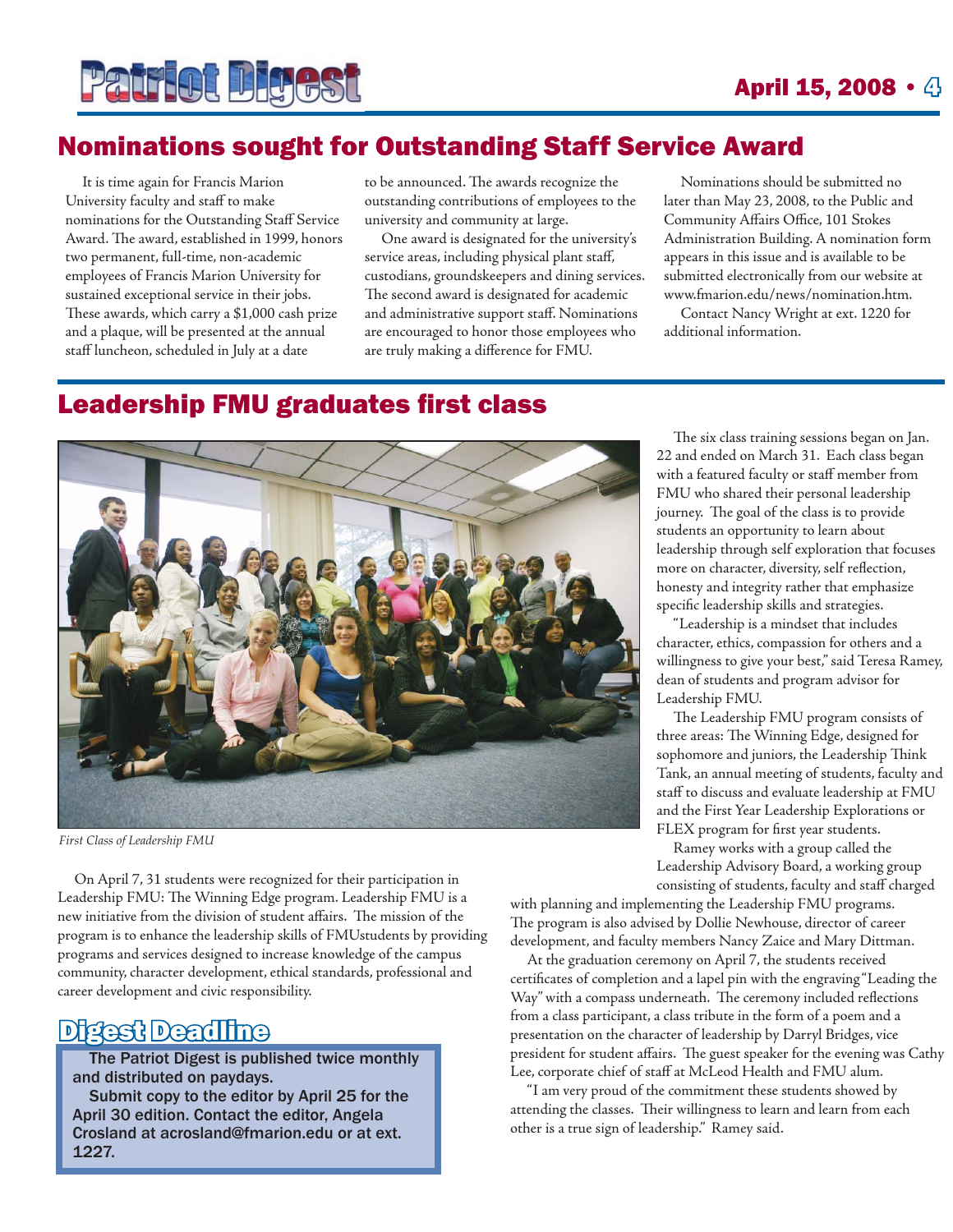## Nominations sought for Outstanding Staff Service Award

It is time again for Francis Marion University faculty and staff to make nominations for the Outstanding Staff Service Award. The award, established in 1999, honors two permanent, full-time, non-academic employees of Francis Marion University for sustained exceptional service in their jobs. These awards, which carry a $1,000 cash prize and a plaque, will be presented at the annual staff luncheon, scheduled in July at a date to be announced. The awards recognize the outstanding contributions of employees to the university and community at large.

One award is designated for the university's service areas, including physical plant staff, custodians, groundskeepers and dining services. The second award is designated for academic and administrative support staff. Nominations are encouraged to honor those employees who are truly making a difference for FMU.

Nominations should be submitted no later than May 23, 2008, to the Public and Community Affairs Office, 101 Stokes Administration Building. A nomination form appears in this issue and is available to be submitted electronically from our website at www.fmarion.edu/news/nomination.htm.

Contact Nancy Wright at ext. 1220 for additional information.

## Leadership FMU graduates first class

*First Class of Leadership FMU*

On April 7, 31 students were recognized for their participation in Leadership FMU: The Winning Edge program. Leadership FMU is a new initiative from the division of student affairs. The mission of the program is to enhance the leadership skills of FMUstudents by providing programs and services designed to increase knowledge of the campus community, character development, ethical standards, professional and career development and civic responsibility.

The six class training sessions began on Jan. 22 and ended on March 31. Each class began with a featured faculty or staff member from FMU who shared their personal leadership journey. The goal of the class is to provide students an opportunity to learn about leadership through self exploration that focuses more on character, diversity, self reflection, honesty and integrity rather that emphasize specific leadership skills and strategies.

"Leadership is a mindset that includes character, ethics, compassion for others and a willingness to give your best," said Teresa Ramey, dean of students and program advisor for Leadership FMU.

The Leadership FMU program consists of three areas: The Winning Edge, designed for sophomore and juniors, the Leadership Think Tank, an annual meeting of students, faculty and staff to discuss and evaluate leadership at FMU and the First Year Leadership Explorations or FLEX program for first year students.

Ramey works with a group called the Leadership Advisory Board, a working group consisting of students, faculty and staff charged with planning and implementing the Leadership FMU programs. The program is also advised by Dollie Newhouse, director of career development, and faculty members Nancy Zaice and Mary Dittman.

At the graduation ceremony on April 7, the students received certificates of completion and a lapel pin with the engraving "Leading the Way" with a compass underneath. The ceremony included reflections from a class participant, a class tribute in the form of a poem and a presentation on the character of leadership by Darryl Bridges, vice president for student affairs. The guest speaker for the evening was Cathy Lee, corporate chief of staff at McLeod Health and FMU alum.

"I am very proud of the commitment these students showed by attending the classes. Their willingness to learn and learn from each other is a true sign of leadership." Ramey said.

### Digest Deadline

**The Patriot Digest is published twice monthly and distributed on paydays.**

**Submit copy to the editor by April 25 for the April 30 edition. Contact the editor, Angela Crosland at acrosland@fmarion.edu or at ext. 1227.**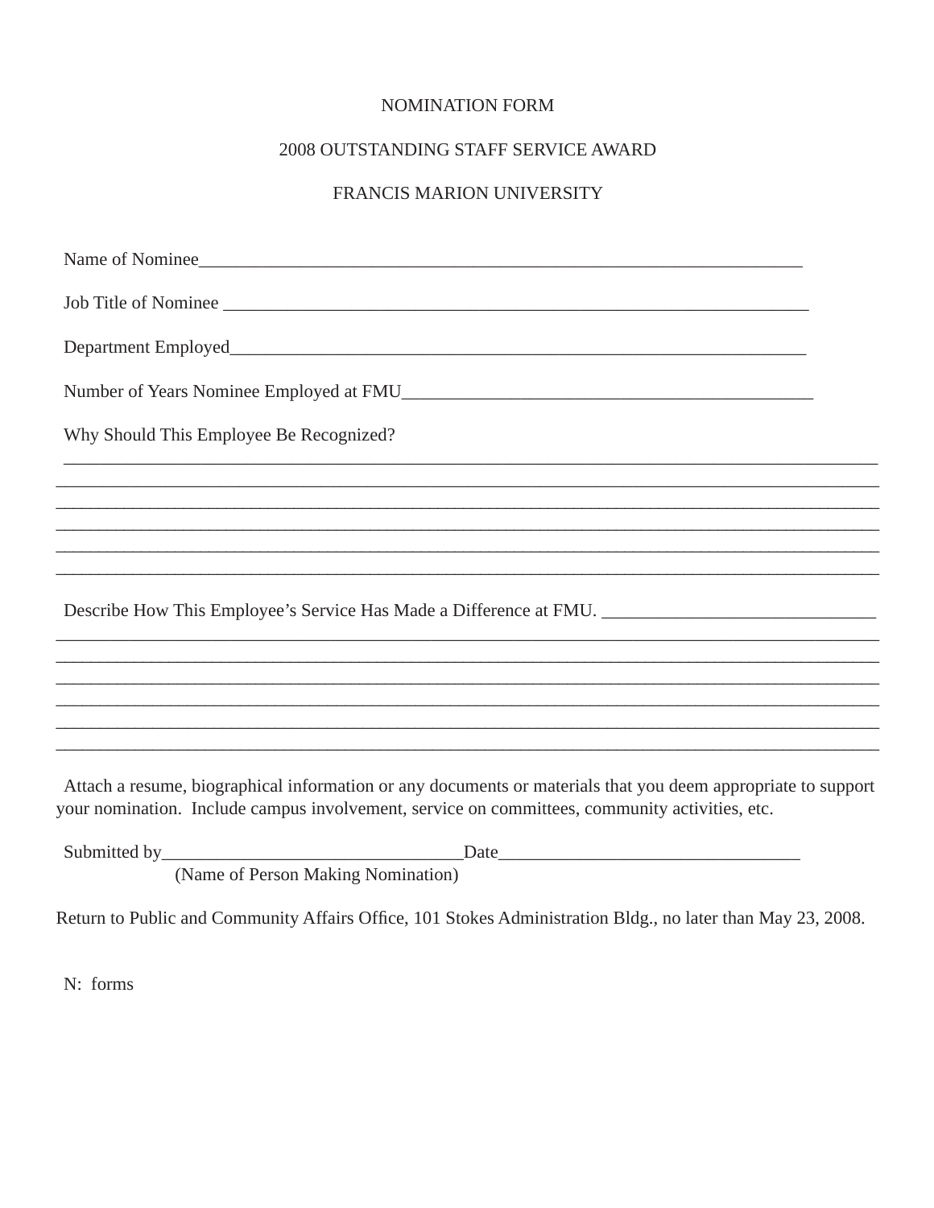# NOMINATION FORM

## 2008 OUTSTANDING STAFF SERVICE AWARD

## FRANCIS MARION UNIVERSITY

Name of Nominee_____________________________________________________________________

Job Title of Nominee _________________________________________________________________

Department Employed_________________________________________________________________

Number of Years Nominee Employed at FMU______________________________________________

Why Should This Employee Be Recognized?

_____________________________________________________________________________________________
_____________________________________________________________________________________________
_____________________________________________________________________________________________
_____________________________________________________________________________________________
_____________________________________________________________________________________________
_____________________________________________________________________________________________

Describe How This Employee's Service Has Made a Difference at FMU. ______________________________
_____________________________________________________________________________________________
_____________________________________________________________________________________________
_____________________________________________________________________________________________
_____________________________________________________________________________________________
_____________________________________________________________________________________________
_____________________________________________________________________________________________

Attach a resume, biographical information or any documents or materials that you deem appropriate to support your nomination. Include campus involvement, service on committees, community activities, etc.

Submitted by________________________________Date________________________________
(Name of Person Making Nomination)

Return to Public and Community Affairs Office, 101 Stokes Administration Bldg., no later than May 23, 2008.

N: forms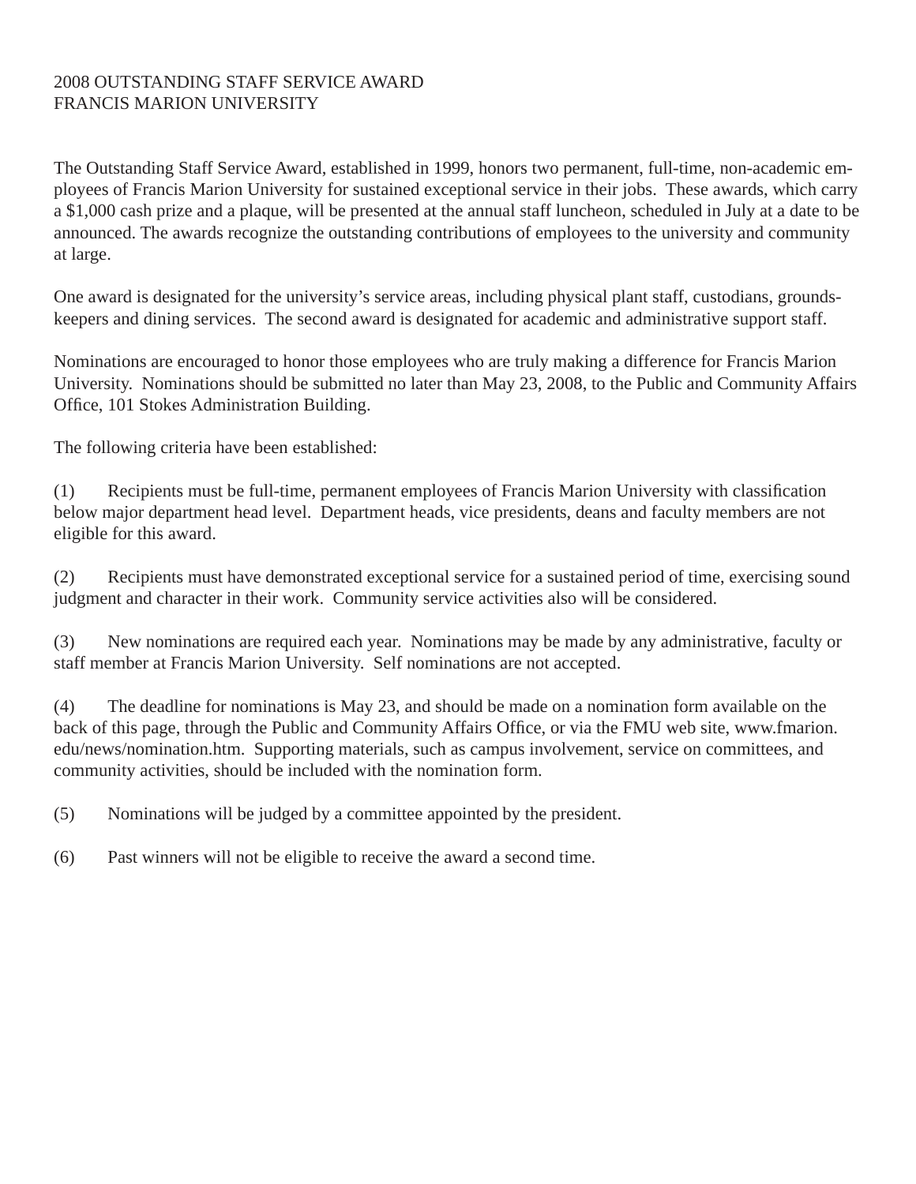2008 OUTSTANDING STAFF SERVICE AWARD
FRANCIS MARION UNIVERSITY

The Outstanding Staff Service Award, established in 1999, honors two permanent, full-time, non-academic employees of Francis Marion University for sustained exceptional service in their jobs. These awards, which carry a $1,000 cash prize and a plaque, will be presented at the annual staff luncheon, scheduled in July at a date to be announced. The awards recognize the outstanding contributions of employees to the university and community at large.

One award is designated for the university's service areas, including physical plant staff, custodians, groundskeepers and dining services. The second award is designated for academic and administrative support staff.

Nominations are encouraged to honor those employees who are truly making a difference for Francis Marion University. Nominations should be submitted no later than May 23, 2008, to the Public and Community Affairs Office, 101 Stokes Administration Building.

The following criteria have been established:

(1) Recipients must be full-time, permanent employees of Francis Marion University with classification below major department head level. Department heads, vice presidents, deans and faculty members are not eligible for this award.

(2) Recipients must have demonstrated exceptional service for a sustained period of time, exercising sound judgment and character in their work. Community service activities also will be considered.

(3) New nominations are required each year. Nominations may be made by any administrative, faculty or staff member at Francis Marion University. Self nominations are not accepted.

(4) The deadline for nominations is May 23, and should be made on a nomination form available on the back of this page, through the Public and Community Affairs Office, or via the FMU web site, www.fmarion.edu/news/nomination.htm. Supporting materials, such as campus involvement, service on committees, and community activities, should be included with the nomination form.

(5) Nominations will be judged by a committee appointed by the president.

(6) Past winners will not be eligible to receive the award a second time.